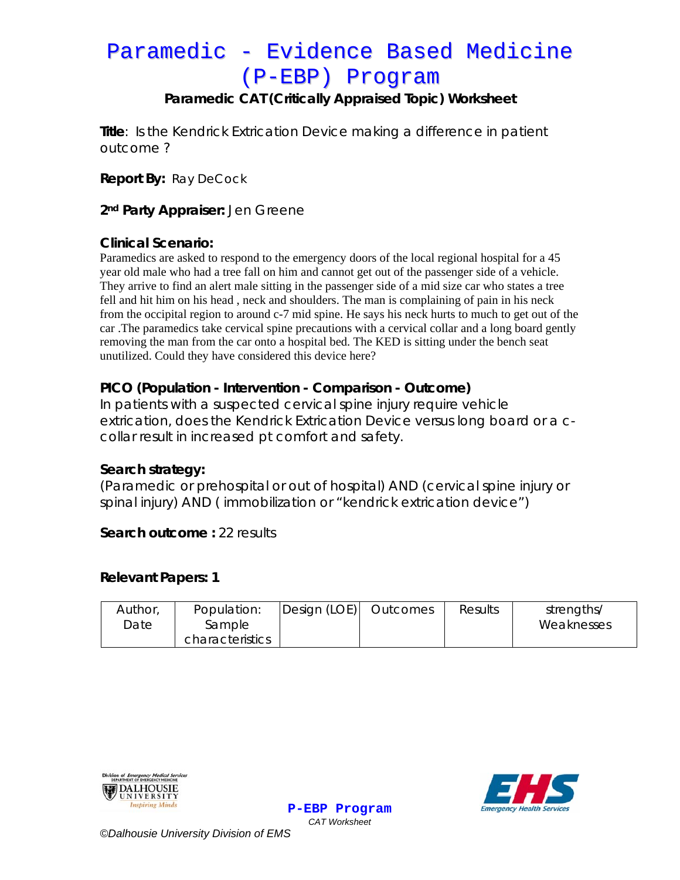# Paramedic - Evidence Based Medicine (P-EBP) Program

## Paramedic CAT (Critically Appraised Topic) Worksheet

**Title**: Is the Kendrick Extrication Device making a difference in patient outcome ?

**Report By:** Ray DeCock

**2nd Party Appraiser:** Jen Greene

**Clinical Scenario:**

Paramedics are asked to respond to the emergency doors of the local regional hospital for a 45 year old male who had a tree fall on him and cannot get out of the passenger side of a vehicle. They arrive to find an alert male sitting in the passenger side of a mid size car who states a tree fell and hit him on his head , neck and shoulders. The man is complaining of pain in his neck from the occipital region to around c-7 mid spine. He says his neck hurts to much to get out of the car .The paramedics take cervical spine precautions with a cervical collar and a long board gently removing the man from the car onto a hospital bed. The KED is sitting under the bench seat unutilized. Could they have considered this device here?

**PICO (Population - Intervention - Comparison - Outcome)**

In patients with a suspected cervical spine injury require vehicle extrication, does the Kendrick Extrication Device versus long board or a c-collar result in increased pt comfort and safety.

**Search strategy:**

(Paramedic or prehospital or out of hospital) AND (cervical spine injury or spinal injury) AND ( immobilization or "kendrick extrication device")

**Search outcome :** 22 results

**Relevant Papers: 1**

| Author, Date | Population: Sample characteristics | Design (LOE) | Outcomes | Results | strengths/ Weaknesses |
|---|---|---|---|---|---|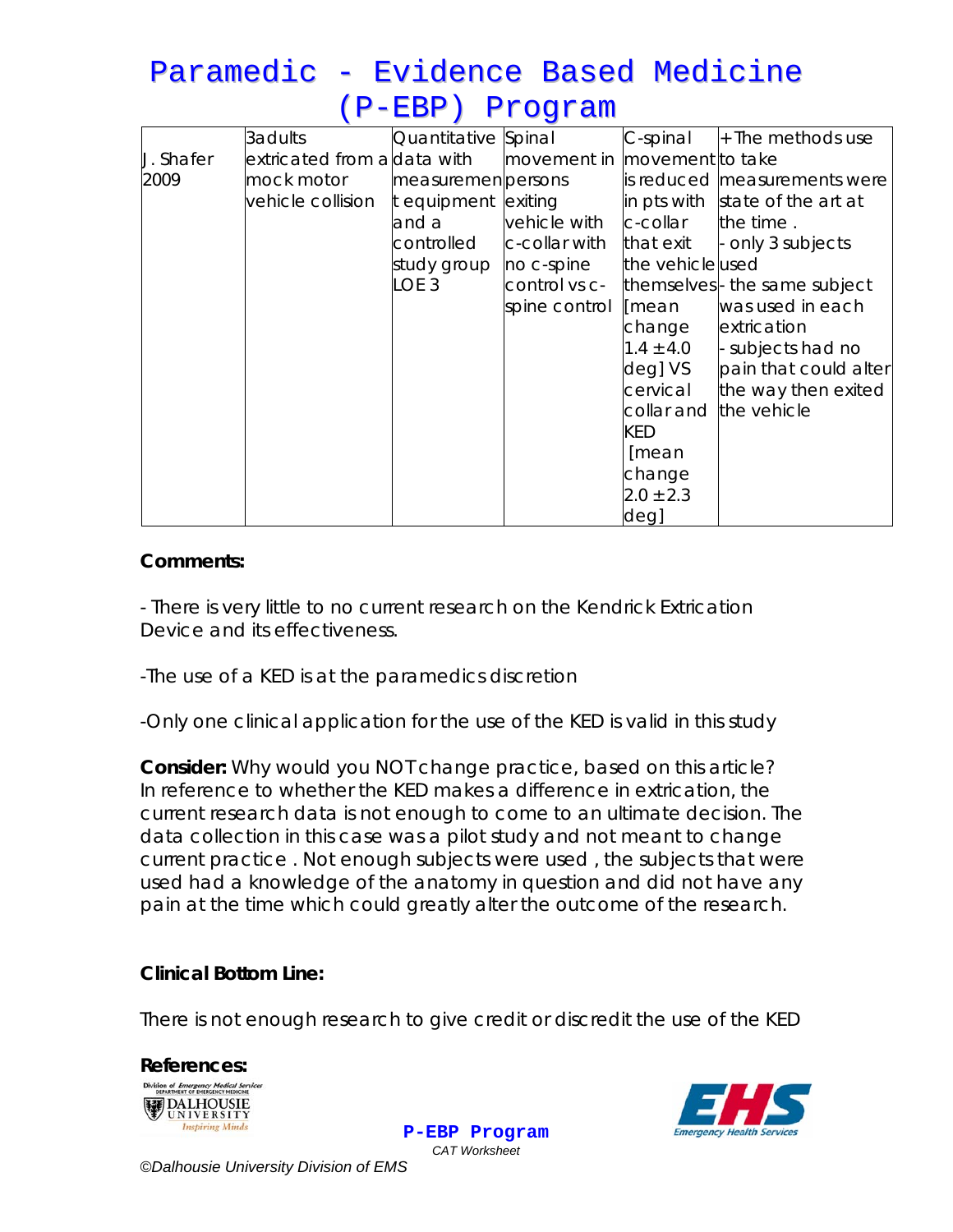| J. Shafer 2009 | 3 adults extricated from a mock motor vehicle collision | Quantitative data with measurement equipment and a controlled study group LOE 3 | Spinal movement in persons exiting vehicle with c-collar with no c-spine control vs c-spine control | C-spinal movement is reduced in pts with c-collar that exit the vehicle themselves [mean change 1.4 ± 4.0 deg] VS cervical collar and KED [mean change 2.0 ± 2.3 deg] | + The methods use to take measurements were state of the art at the time . - only 3 subjects used - the same subject was used in each extrication - subjects had no pain that could alter the way then exited the vehicle |
|---|---|---|---|---|---|

**Comments:**

- There is very little to no current research on the Kendrick Extrication Device and its effectiveness.

-The use of a KED is at the paramedics discretion

-Only one clinical application for the use of the KED is valid in this study

**Consider:** Why would you NOT change practice, based on this article? In reference to whether the KED makes a difference in extrication, the current research data is not enough to come to an ultimate decision. The data collection in this case was a pilot study and not meant to change current practice . Not enough subjects were used , the subjects that were used had a knowledge of the anatomy in question and did not have any pain at the time which could greatly alter the outcome of the research.

**Clinical Bottom Line:**

There is not enough research to give credit or discredit the use of the KED

**References:**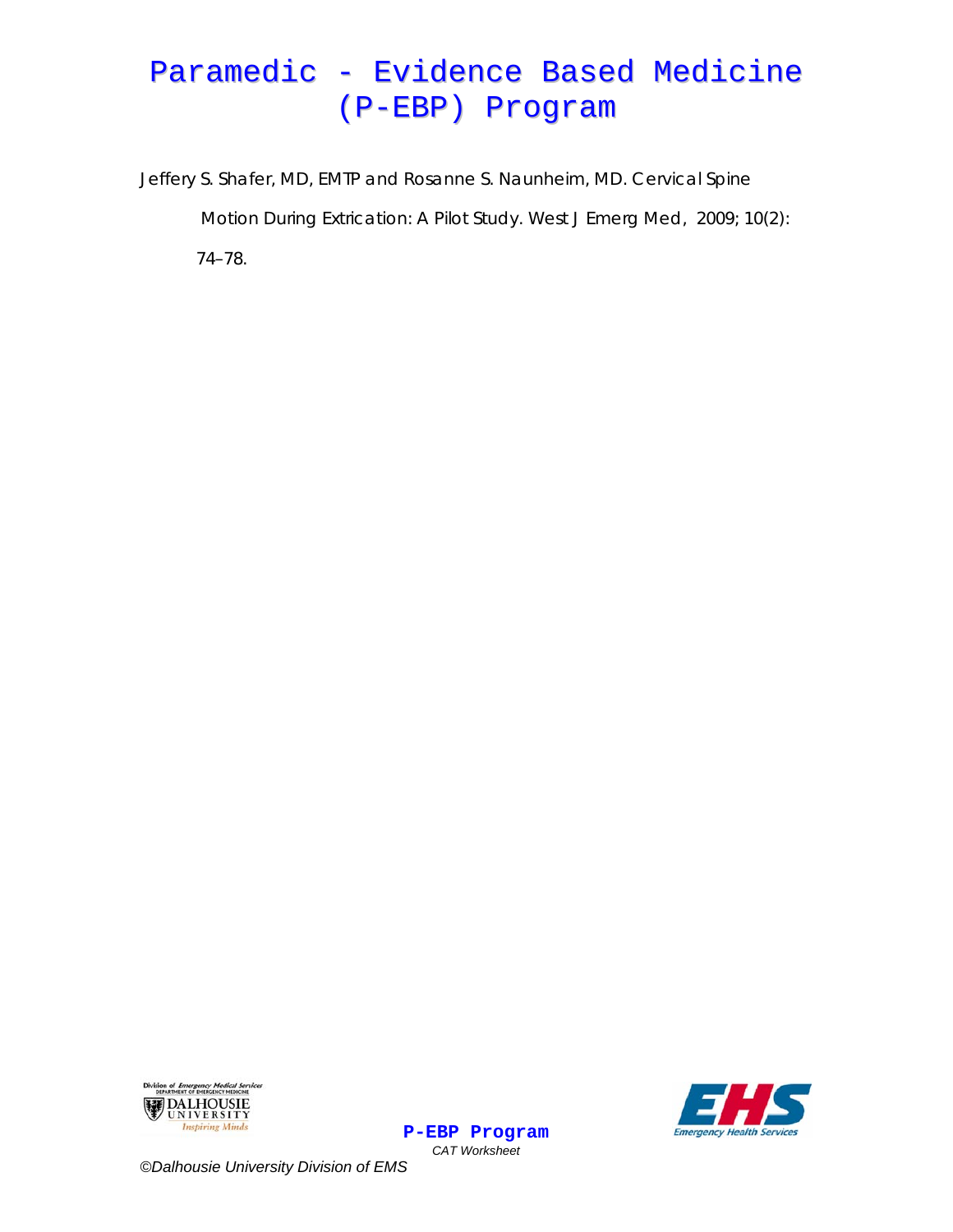# Paramedic - Evidence Based Medicine (P-EBP) Program

Jeffery S. Shafer, MD, EMTP and Rosanne S. Naunheim, MD. Cervical Spine Motion During Extrication: A Pilot Study. West J Emerg Med, 2009; 10(2): 74–78.